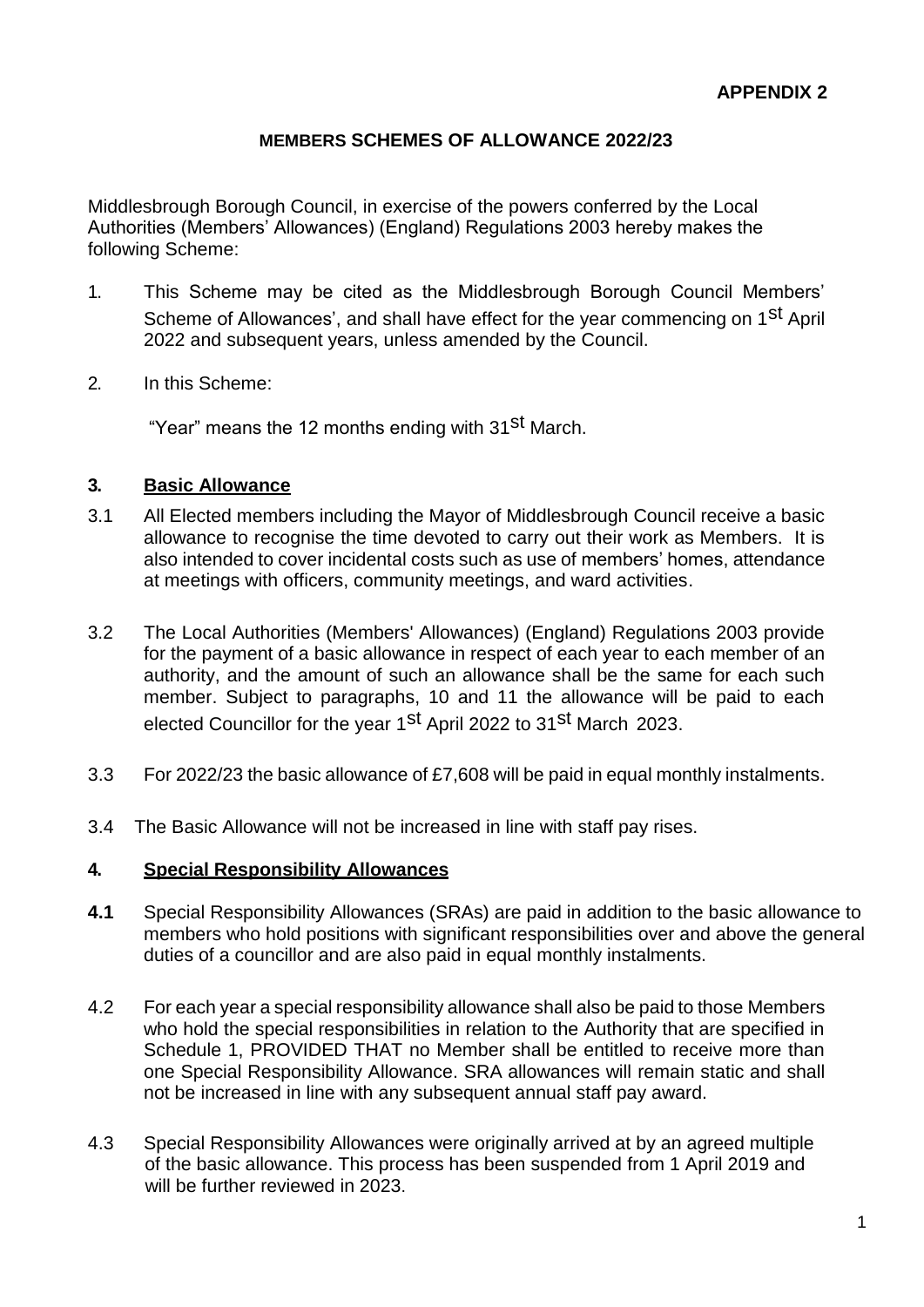**APPENDIX 2**

**MEMBERS SCHEMES OF ALLOWANCE 2022/23**

Middlesbrough Borough Council, in exercise of the powers conferred by the Local Authorities (Members' Allowances) (England) Regulations 2003 hereby makes the following Scheme:

1. This Scheme may be cited as the Middlesbrough Borough Council Members' Scheme of Allowances', and shall have effect for the year commencing on 1st April 2022 and subsequent years, unless amended by the Council.

2. In this Scheme:

   "Year" means the 12 months ending with 31st March.

**3. Basic Allowance**

3.1 All Elected members including the Mayor of Middlesbrough Council receive a basic allowance to recognise the time devoted to carry out their work as Members. It is also intended to cover incidental costs such as use of members' homes, attendance at meetings with officers, community meetings, and ward activities.

3.2 The Local Authorities (Members' Allowances) (England) Regulations 2003 provide for the payment of a basic allowance in respect of each year to each member of an authority, and the amount of such an allowance shall be the same for each such member. Subject to paragraphs, 10 and 11 the allowance will be paid to each elected Councillor for the year 1st April 2022 to 31st March 2023.

3.3 For 2022/23 the basic allowance of £7,608 will be paid in equal monthly instalments.

3.4 The Basic Allowance will not be increased in line with staff pay rises.

**4. Special Responsibility Allowances**

**4.1** Special Responsibility Allowances (SRAs) are paid in addition to the basic allowance to members who hold positions with significant responsibilities over and above the general duties of a councillor and are also paid in equal monthly instalments.

4.2 For each year a special responsibility allowance shall also be paid to those Members who hold the special responsibilities in relation to the Authority that are specified in Schedule 1, PROVIDED THAT no Member shall be entitled to receive more than one Special Responsibility Allowance. SRA allowances will remain static and shall not be increased in line with any subsequent annual staff pay award.

4.3 Special Responsibility Allowances were originally arrived at by an agreed multiple of the basic allowance. This process has been suspended from 1 April 2019 and will be further reviewed in 2023.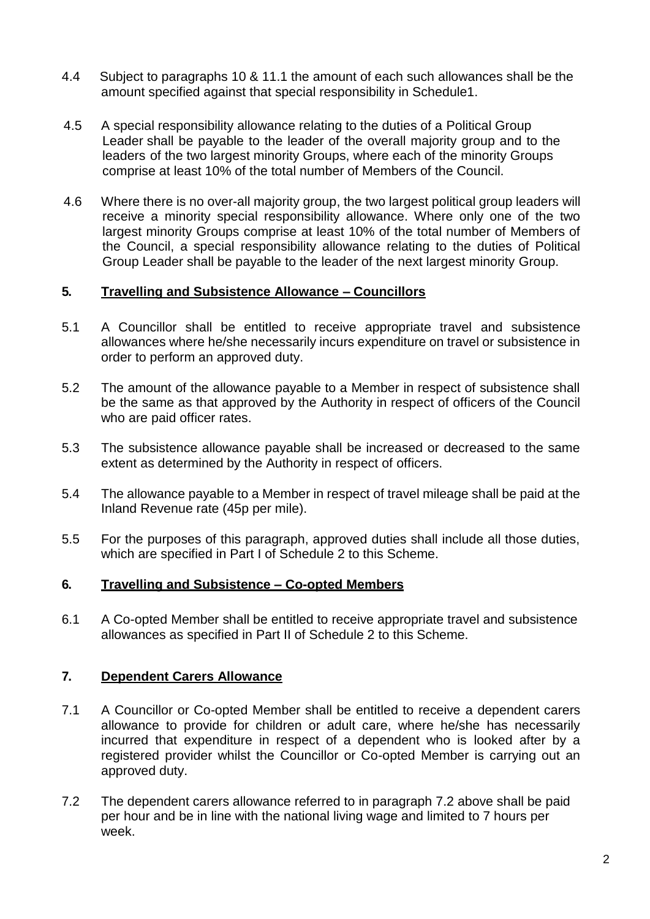4.4 Subject to paragraphs 10 & 11.1 the amount of each such allowances shall be the amount specified against that special responsibility in Schedule1.

4.5 A special responsibility allowance relating to the duties of a Political Group Leader shall be payable to the leader of the overall majority group and to the leaders of the two largest minority Groups, where each of the minority Groups comprise at least 10% of the total number of Members of the Council.

4.6 Where there is no over-all majority group, the two largest political group leaders will receive a minority special responsibility allowance. Where only one of the two largest minority Groups comprise at least 10% of the total number of Members of the Council, a special responsibility allowance relating to the duties of Political Group Leader shall be payable to the leader of the next largest minority Group.

## 5. Travelling and Subsistence Allowance – Councillors

5.1 A Councillor shall be entitled to receive appropriate travel and subsistence allowances where he/she necessarily incurs expenditure on travel or subsistence in order to perform an approved duty.

5.2 The amount of the allowance payable to a Member in respect of subsistence shall be the same as that approved by the Authority in respect of officers of the Council who are paid officer rates.

5.3 The subsistence allowance payable shall be increased or decreased to the same extent as determined by the Authority in respect of officers.

5.4 The allowance payable to a Member in respect of travel mileage shall be paid at the Inland Revenue rate (45p per mile).

5.5 For the purposes of this paragraph, approved duties shall include all those duties, which are specified in Part I of Schedule 2 to this Scheme.

## 6. Travelling and Subsistence – Co-opted Members

6.1 A Co-opted Member shall be entitled to receive appropriate travel and subsistence allowances as specified in Part II of Schedule 2 to this Scheme.

## 7. Dependent Carers Allowance

7.1 A Councillor or Co-opted Member shall be entitled to receive a dependent carers allowance to provide for children or adult care, where he/she has necessarily incurred that expenditure in respect of a dependent who is looked after by a registered provider whilst the Councillor or Co-opted Member is carrying out an approved duty.

7.2 The dependent carers allowance referred to in paragraph 7.2 above shall be paid per hour and be in line with the national living wage and limited to 7 hours per week.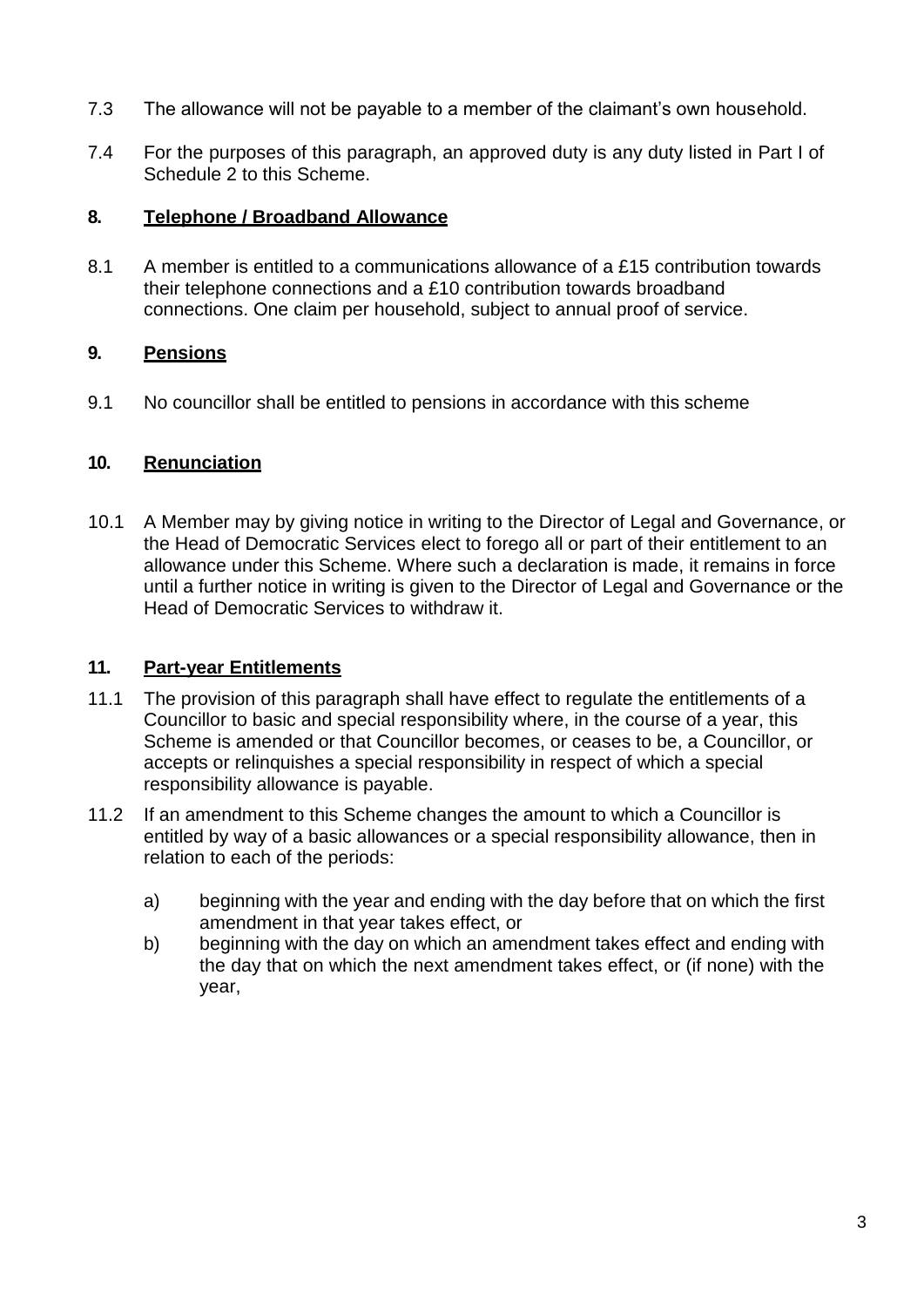7.3 The allowance will not be payable to a member of the claimant's own household.

7.4 For the purposes of this paragraph, an approved duty is any duty listed in Part I of Schedule 2 to this Scheme.

## 8. Telephone / Broadband Allowance

8.1 A member is entitled to a communications allowance of a £15 contribution towards their telephone connections and a £10 contribution towards broadband connections. One claim per household, subject to annual proof of service.

## 9. Pensions

9.1 No councillor shall be entitled to pensions in accordance with this scheme

## 10. Renunciation

10.1 A Member may by giving notice in writing to the Director of Legal and Governance, or the Head of Democratic Services elect to forego all or part of their entitlement to an allowance under this Scheme. Where such a declaration is made, it remains in force until a further notice in writing is given to the Director of Legal and Governance or the Head of Democratic Services to withdraw it.

## 11. Part-year Entitlements

11.1 The provision of this paragraph shall have effect to regulate the entitlements of a Councillor to basic and special responsibility where, in the course of a year, this Scheme is amended or that Councillor becomes, or ceases to be, a Councillor, or accepts or relinquishes a special responsibility in respect of which a special responsibility allowance is payable.

11.2 If an amendment to this Scheme changes the amount to which a Councillor is entitled by way of a basic allowances or a special responsibility allowance, then in relation to each of the periods:

a) beginning with the year and ending with the day before that on which the first amendment in that year takes effect, or

b) beginning with the day on which an amendment takes effect and ending with the day that on which the next amendment takes effect, or (if none) with the year,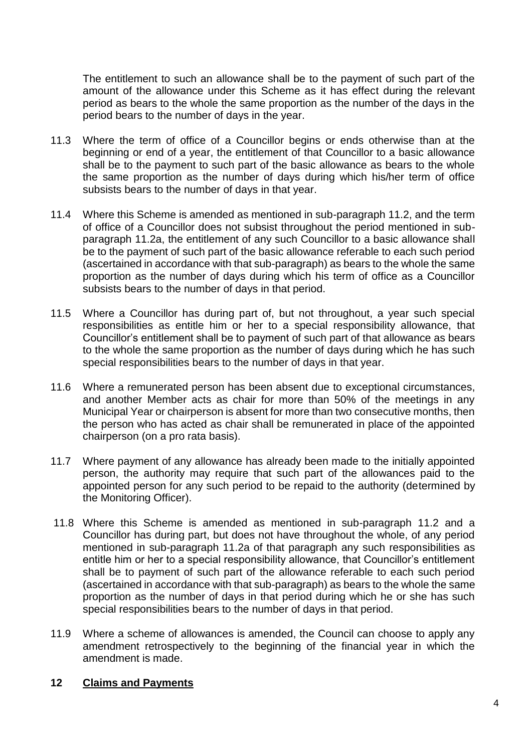The entitlement to such an allowance shall be to the payment of such part of the amount of the allowance under this Scheme as it has effect during the relevant period as bears to the whole the same proportion as the number of the days in the period bears to the number of days in the year.

11.3 Where the term of office of a Councillor begins or ends otherwise than at the beginning or end of a year, the entitlement of that Councillor to a basic allowance shall be to the payment to such part of the basic allowance as bears to the whole the same proportion as the number of days during which his/her term of office subsists bears to the number of days in that year.

11.4 Where this Scheme is amended as mentioned in sub-paragraph 11.2, and the term of office of a Councillor does not subsist throughout the period mentioned in sub-paragraph 11.2a, the entitlement of any such Councillor to a basic allowance shall be to the payment of such part of the basic allowance referable to each such period (ascertained in accordance with that sub-paragraph) as bears to the whole the same proportion as the number of days during which his term of office as a Councillor subsists bears to the number of days in that period.

11.5 Where a Councillor has during part of, but not throughout, a year such special responsibilities as entitle him or her to a special responsibility allowance, that Councillor's entitlement shall be to payment of such part of that allowance as bears to the whole the same proportion as the number of days during which he has such special responsibilities bears to the number of days in that year.

11.6 Where a remunerated person has been absent due to exceptional circumstances, and another Member acts as chair for more than 50% of the meetings in any Municipal Year or chairperson is absent for more than two consecutive months, then the person who has acted as chair shall be remunerated in place of the appointed chairperson (on a pro rata basis).

11.7 Where payment of any allowance has already been made to the initially appointed person, the authority may require that such part of the allowances paid to the appointed person for any such period to be repaid to the authority (determined by the Monitoring Officer).

11.8 Where this Scheme is amended as mentioned in sub-paragraph 11.2 and a Councillor has during part, but does not have throughout the whole, of any period mentioned in sub-paragraph 11.2a of that paragraph any such responsibilities as entitle him or her to a special responsibility allowance, that Councillor's entitlement shall be to payment of such part of the allowance referable to each such period (ascertained in accordance with that sub-paragraph) as bears to the whole the same proportion as the number of days in that period during which he or she has such special responsibilities bears to the number of days in that period.

11.9 Where a scheme of allowances is amended, the Council can choose to apply any amendment retrospectively to the beginning of the financial year in which the amendment is made.

## 12 Claims and Payments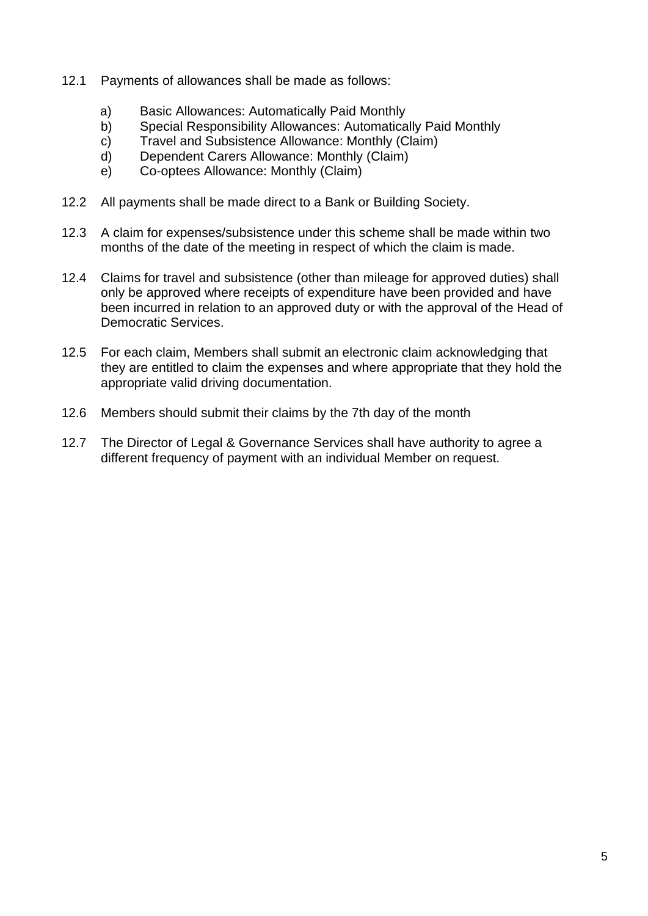12.1 Payments of allowances shall be made as follows:

a) Basic Allowances: Automatically Paid Monthly
b) Special Responsibility Allowances: Automatically Paid Monthly
c) Travel and Subsistence Allowance: Monthly (Claim)
d) Dependent Carers Allowance: Monthly (Claim)
e) Co-optees Allowance: Monthly (Claim)

12.2 All payments shall be made direct to a Bank or Building Society.

12.3 A claim for expenses/subsistence under this scheme shall be made within two months of the date of the meeting in respect of which the claim is made.

12.4 Claims for travel and subsistence (other than mileage for approved duties) shall only be approved where receipts of expenditure have been provided and have been incurred in relation to an approved duty or with the approval of the Head of Democratic Services.

12.5 For each claim, Members shall submit an electronic claim acknowledging that they are entitled to claim the expenses and where appropriate that they hold the appropriate valid driving documentation.

12.6 Members should submit their claims by the 7th day of the month

12.7 The Director of Legal & Governance Services shall have authority to agree a different frequency of payment with an individual Member on request.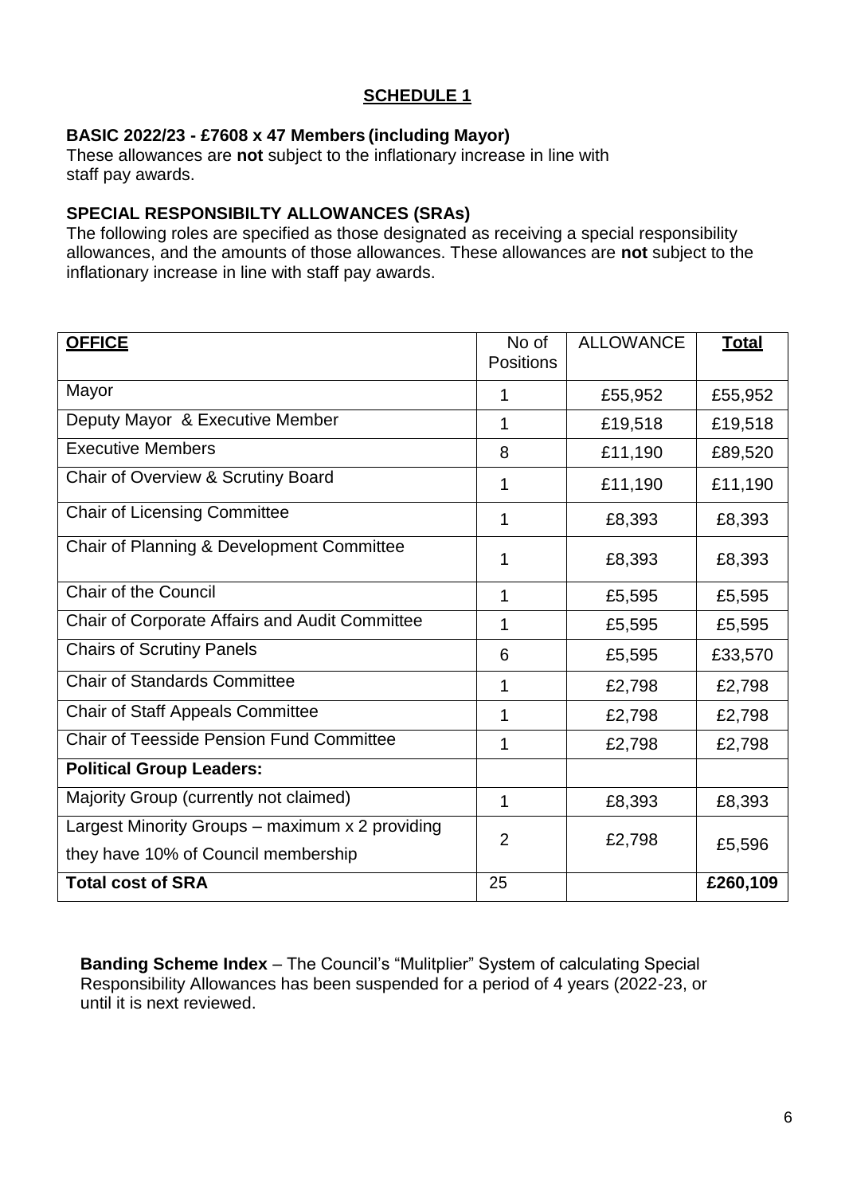## SCHEDULE 1

**BASIC 2022/23 - £7608 x 47 Members (including Mayor)**
These allowances are **not** subject to the inflationary increase in line with staff pay awards.

**SPECIAL RESPONSIBILTY ALLOWANCES (SRAs)**
The following roles are specified as those designated as receiving a special responsibility allowances, and the amounts of those allowances. These allowances are **not** subject to the inflationary increase in line with staff pay awards.

| **OFFICE** | No of Positions | ALLOWANCE | **Total** |
|---|---|---|---|
| Mayor | 1 | £55,952 | £55,952 |
| Deputy Mayor & Executive Member | 1 | £19,518 | £19,518 |
| Executive Members | 8 | £11,190 | £89,520 |
| Chair of Overview & Scrutiny Board | 1 | £11,190 | £11,190 |
| Chair of Licensing Committee | 1 | £8,393 | £8,393 |
| Chair of Planning & Development Committee | 1 | £8,393 | £8,393 |
| Chair of the Council | 1 | £5,595 | £5,595 |
| Chair of Corporate Affairs and Audit Committee | 1 | £5,595 | £5,595 |
| Chairs of Scrutiny Panels | 6 | £5,595 | £33,570 |
| Chair of Standards Committee | 1 | £2,798 | £2,798 |
| Chair of Staff Appeals Committee | 1 | £2,798 | £2,798 |
| Chair of Teesside Pension Fund Committee | 1 | £2,798 | £2,798 |
| **Political Group Leaders:** | | | |
| Majority Group (currently not claimed) | 1 | £8,393 | £8,393 |
| Largest Minority Groups – maximum x 2 providing they have 10% of Council membership | 2 | £2,798 | £5,596 |
| **Total cost of SRA** | 25 | | **£260,109** |

**Banding Scheme Index** – The Council's "Mulitplier" System of calculating Special Responsibility Allowances has been suspended for a period of 4 years (2022-23, or until it is next reviewed.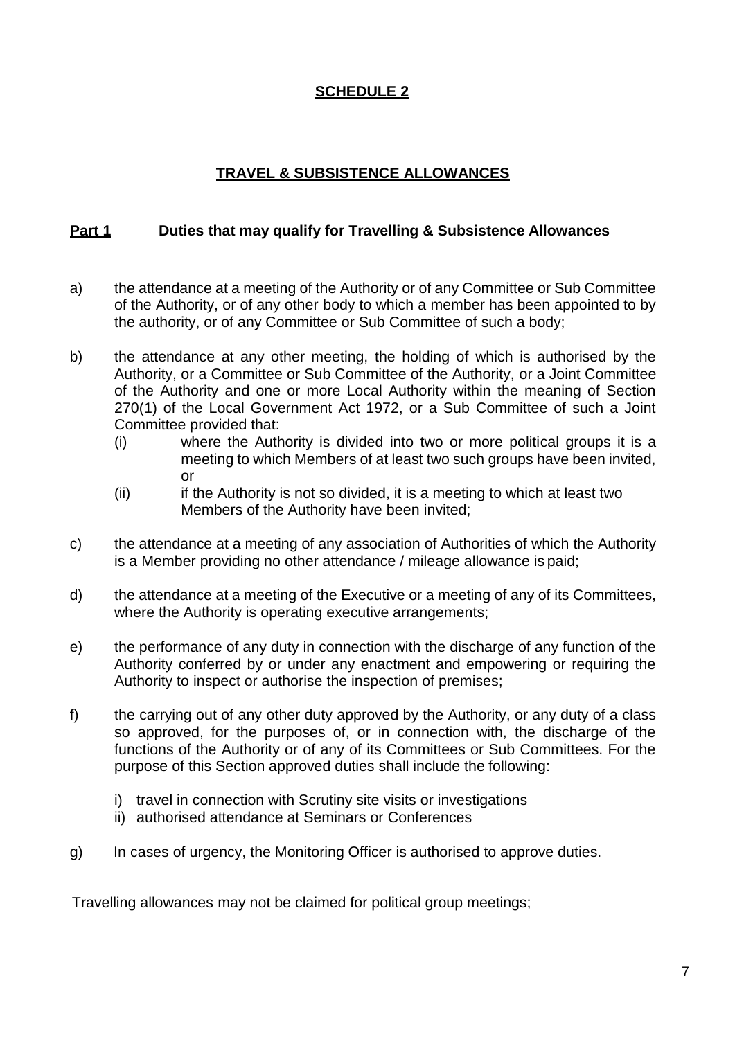# SCHEDULE 2

## TRAVEL & SUBSISTENCE ALLOWANCES

### Part 1 Duties that may qualify for Travelling & Subsistence Allowances

a) the attendance at a meeting of the Authority or of any Committee or Sub Committee of the Authority, or of any other body to which a member has been appointed to by the authority, or of any Committee or Sub Committee of such a body;

b) the attendance at any other meeting, the holding of which is authorised by the Authority, or a Committee or Sub Committee of the Authority, or a Joint Committee of the Authority and one or more Local Authority within the meaning of Section 270(1) of the Local Government Act 1972, or a Sub Committee of such a Joint Committee provided that:
   - (i) where the Authority is divided into two or more political groups it is a meeting to which Members of at least two such groups have been invited, or
   - (ii) if the Authority is not so divided, it is a meeting to which at least two Members of the Authority have been invited;

c) the attendance at a meeting of any association of Authorities of which the Authority is a Member providing no other attendance / mileage allowance is paid;

d) the attendance at a meeting of the Executive or a meeting of any of its Committees, where the Authority is operating executive arrangements;

e) the performance of any duty in connection with the discharge of any function of the Authority conferred by or under any enactment and empowering or requiring the Authority to inspect or authorise the inspection of premises;

f) the carrying out of any other duty approved by the Authority, or any duty of a class so approved, for the purposes of, or in connection with, the discharge of the functions of the Authority or of any of its Committees or Sub Committees. For the purpose of this Section approved duties shall include the following:

   - i) travel in connection with Scrutiny site visits or investigations
   - ii) authorised attendance at Seminars or Conferences

g) In cases of urgency, the Monitoring Officer is authorised to approve duties.

Travelling allowances may not be claimed for political group meetings;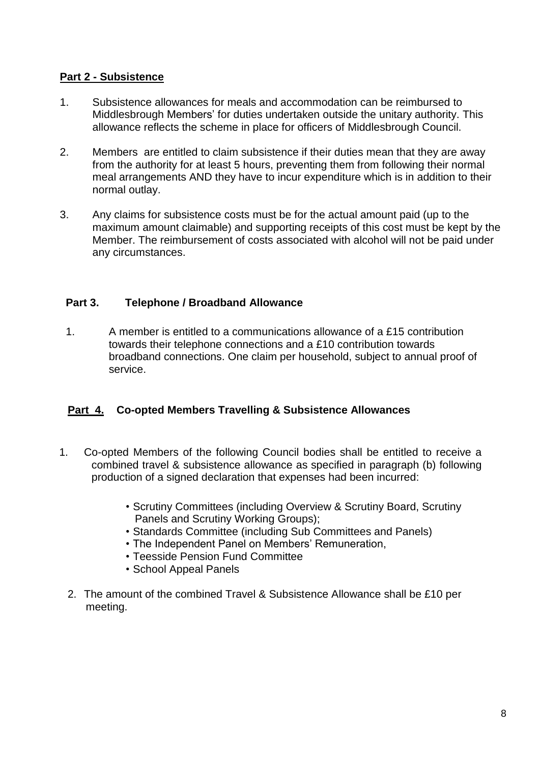## Part 2 - Subsistence

1. Subsistence allowances for meals and accommodation can be reimbursed to Middlesbrough Members' for duties undertaken outside the unitary authority. This allowance reflects the scheme in place for officers of Middlesbrough Council.

2. Members are entitled to claim subsistence if their duties mean that they are away from the authority for at least 5 hours, preventing them from following their normal meal arrangements AND they have to incur expenditure which is in addition to their normal outlay.

3. Any claims for subsistence costs must be for the actual amount paid (up to the maximum amount claimable) and supporting receipts of this cost must be kept by the Member. The reimbursement of costs associated with alcohol will not be paid under any circumstances.

## Part 3. Telephone / Broadband Allowance

1. A member is entitled to a communications allowance of a £15 contribution towards their telephone connections and a £10 contribution towards broadband connections. One claim per household, subject to annual proof of service.

## Part 4. Co-opted Members Travelling & Subsistence Allowances

1. Co-opted Members of the following Council bodies shall be entitled to receive a combined travel & subsistence allowance as specified in paragraph (b) following production of a signed declaration that expenses had been incurred:

   - Scrutiny Committees (including Overview & Scrutiny Board, Scrutiny Panels and Scrutiny Working Groups);
   - Standards Committee (including Sub Committees and Panels)
   - The Independent Panel on Members' Remuneration,
   - Teesside Pension Fund Committee
   - School Appeal Panels

2. The amount of the combined Travel & Subsistence Allowance shall be £10 per meeting.